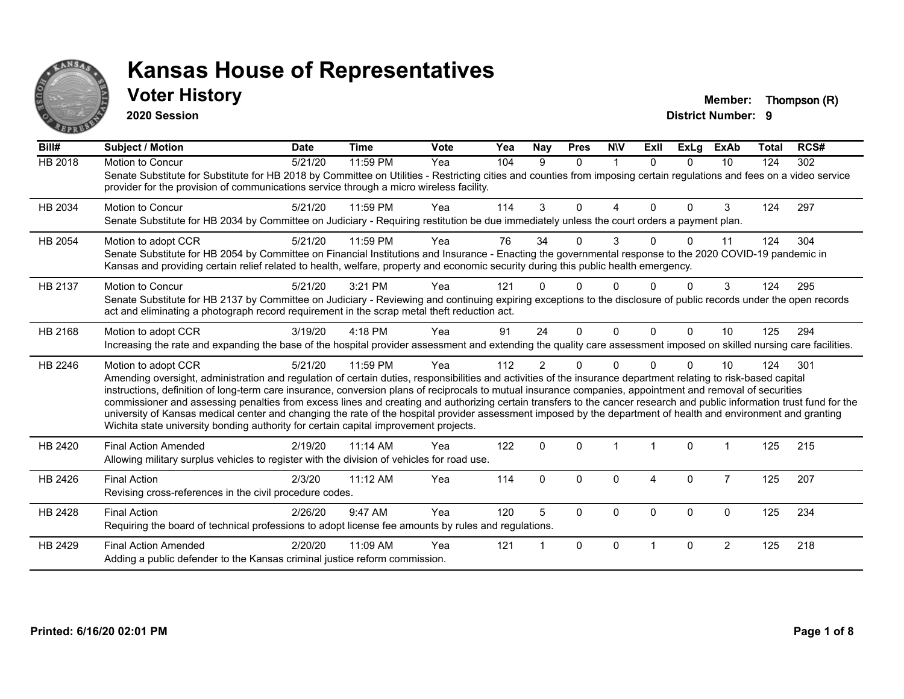# Kansas House of Representatives

## Voter History

**2020 Session**

**Member:** Thompson (R)
**District Number:** 9

| Bill# | Subject / Motion | Date | Time | Vote | Yea | Nay | Pres | N\V | ExII | ExLg | ExAb | Total | RCS# |
|---|---|---|---|---|---|---|---|---|---|---|---|---|---|
| HB 2018 | Motion to Concur | 5/21/20 | 11:59 PM | Yea | 104 | 9 | 0 | 1 | 0 | 0 | 10 | 124 | 302 |
| | Senate Substitute for Substitute for HB 2018 by Committee on Utilities - Restricting cities and counties from imposing certain regulations and fees on a video service provider for the provision of communications service through a micro wireless facility. | | | | | | | | | | | | |
| HB 2034 | Motion to Concur | 5/21/20 | 11:59 PM | Yea | 114 | 3 | 0 | 4 | 0 | 0 | 3 | 124 | 297 |
| | Senate Substitute for HB 2034 by Committee on Judiciary - Requiring restitution be due immediately unless the court orders a payment plan. | | | | | | | | | | | | |
| HB 2054 | Motion to adopt CCR | 5/21/20 | 11:59 PM | Yea | 76 | 34 | 0 | 3 | 0 | 0 | 11 | 124 | 304 |
| | Senate Substitute for HB 2054 by Committee on Financial Institutions and Insurance - Enacting the governmental response to the 2020 COVID-19 pandemic in Kansas and providing certain relief related to health, welfare, property and economic security during this public health emergency. | | | | | | | | | | | | |
| HB 2137 | Motion to Concur | 5/21/20 | 3:21 PM | Yea | 121 | 0 | 0 | 0 | 0 | 0 | 3 | 124 | 295 |
| | Senate Substitute for HB 2137 by Committee on Judiciary - Reviewing and continuing expiring exceptions to the disclosure of public records under the open records act and eliminating a photograph record requirement in the scrap metal theft reduction act. | | | | | | | | | | | | |
| HB 2168 | Motion to adopt CCR | 3/19/20 | 4:18 PM | Yea | 91 | 24 | 0 | 0 | 0 | 0 | 10 | 125 | 294 |
| | Increasing the rate and expanding the base of the hospital provider assessment and extending the quality care assessment imposed on skilled nursing care facilities. | | | | | | | | | | | | |
| HB 2246 | Motion to adopt CCR | 5/21/20 | 11:59 PM | Yea | 112 | 2 | 0 | 0 | 0 | 0 | 10 | 124 | 301 |
| | Amending oversight, administration and regulation of certain duties, responsibilities and activities of the insurance department relating to risk-based capital instructions, definition of long-term care insurance, conversion plans of reciprocals to mutual insurance companies, appointment and removal of securities commissioner and assessing penalties from excess lines and creating and authorizing certain transfers to the cancer research and public information trust fund for the university of Kansas medical center and changing the rate of the hospital provider assessment imposed by the department of health and environment and granting Wichita state university bonding authority for certain capital improvement projects. | | | | | | | | | | | | |
| HB 2420 | Final Action Amended | 2/19/20 | 11:14 AM | Yea | 122 | 0 | 0 | 1 | 1 | 0 | 1 | 125 | 215 |
| | Allowing military surplus vehicles to register with the division of vehicles for road use. | | | | | | | | | | | | |
| HB 2426 | Final Action | 2/3/20 | 11:12 AM | Yea | 114 | 0 | 0 | 0 | 4 | 0 | 7 | 125 | 207 |
| | Revising cross-references in the civil procedure codes. | | | | | | | | | | | | |
| HB 2428 | Final Action | 2/26/20 | 9:47 AM | Yea | 120 | 5 | 0 | 0 | 0 | 0 | 0 | 125 | 234 |
| | Requiring the board of technical professions to adopt license fee amounts by rules and regulations. | | | | | | | | | | | | |
| HB 2429 | Final Action Amended | 2/20/20 | 11:09 AM | Yea | 121 | 1 | 0 | 0 | 1 | 0 | 2 | 125 | 218 |
| | Adding a public defender to the Kansas criminal justice reform commission. | | | | | | | | | | | | |

**Printed: 6/16/20 02:01 PM**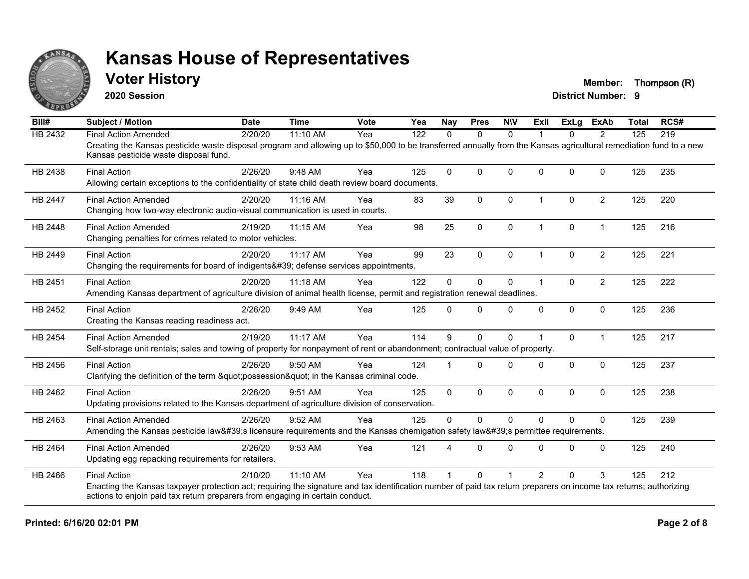# Kansas House of Representatives

## Voter History

**2020 Session**

**Member:** Thompson (R)
**District Number:** 9

| Bill# | Subject / Motion | Date | Time | Vote | Yea | Nay | Pres | N\V | ExII | ExLg | ExAb | Total | RCS# |
|---|---|---|---|---|---|---|---|---|---|---|---|---|---|
| HB 2432 | Final Action Amended | 2/20/20 | 11:10 AM | Yea | 122 | 0 | 0 | 0 | 1 | 0 | 2 | 125 | 219 |
| | Creating the Kansas pesticide waste disposal program and allowing up to $50,000 to be transferred annually from the Kansas agricultural remediation fund to a new Kansas pesticide waste disposal fund. | | | | | | | | | | | | |
| HB 2438 | Final Action | 2/26/20 | 9:48 AM | Yea | 125 | 0 | 0 | 0 | 0 | 0 | 0 | 125 | 235 |
| | Allowing certain exceptions to the confidentiality of state child death review board documents. | | | | | | | | | | | | |
| HB 2447 | Final Action Amended | 2/20/20 | 11:16 AM | Yea | 83 | 39 | 0 | 0 | 1 | 0 | 2 | 125 | 220 |
| | Changing how two-way electronic audio-visual communication is used in courts. | | | | | | | | | | | | |
| HB 2448 | Final Action Amended | 2/19/20 | 11:15 AM | Yea | 98 | 25 | 0 | 0 | 1 | 0 | 1 | 125 | 216 |
| | Changing penalties for crimes related to motor vehicles. | | | | | | | | | | | | |
| HB 2449 | Final Action | 2/20/20 | 11:17 AM | Yea | 99 | 23 | 0 | 0 | 1 | 0 | 2 | 125 | 221 |
| | Changing the requirements for board of indigents&#39; defense services appointments. | | | | | | | | | | | | |
| HB 2451 | Final Action | 2/20/20 | 11:18 AM | Yea | 122 | 0 | 0 | 0 | 1 | 0 | 2 | 125 | 222 |
| | Amending Kansas department of agriculture division of animal health license, permit and registration renewal deadlines. | | | | | | | | | | | | |
| HB 2452 | Final Action | 2/26/20 | 9:49 AM | Yea | 125 | 0 | 0 | 0 | 0 | 0 | 0 | 125 | 236 |
| | Creating the Kansas reading readiness act. | | | | | | | | | | | | |
| HB 2454 | Final Action Amended | 2/19/20 | 11:17 AM | Yea | 114 | 9 | 0 | 0 | 1 | 0 | 1 | 125 | 217 |
| | Self-storage unit rentals; sales and towing of property for nonpayment of rent or abandonment; contractual value of property. | | | | | | | | | | | | |
| HB 2456 | Final Action | 2/26/20 | 9:50 AM | Yea | 124 | 1 | 0 | 0 | 0 | 0 | 0 | 125 | 237 |
| | Clarifying the definition of the term &quot;possession&quot; in the Kansas criminal code. | | | | | | | | | | | | |
| HB 2462 | Final Action | 2/26/20 | 9:51 AM | Yea | 125 | 0 | 0 | 0 | 0 | 0 | 0 | 125 | 238 |
| | Updating provisions related to the Kansas department of agriculture division of conservation. | | | | | | | | | | | | |
| HB 2463 | Final Action Amended | 2/26/20 | 9:52 AM | Yea | 125 | 0 | 0 | 0 | 0 | 0 | 0 | 125 | 239 |
| | Amending the Kansas pesticide law&#39;s licensure requirements and the Kansas chemigation safety law&#39;s permittee requirements. | | | | | | | | | | | | |
| HB 2464 | Final Action Amended | 2/26/20 | 9:53 AM | Yea | 121 | 4 | 0 | 0 | 0 | 0 | 0 | 125 | 240 |
| | Updating egg repacking requirements for retailers. | | | | | | | | | | | | |
| HB 2466 | Final Action | 2/10/20 | 11:10 AM | Yea | 118 | 1 | 0 | 1 | 2 | 0 | 3 | 125 | 212 |
| | Enacting the Kansas taxpayer protection act; requiring the signature and tax identification number of paid tax return preparers on income tax returns; authorizing actions to enjoin paid tax return preparers from engaging in certain conduct. | | | | | | | | | | | | |

**Printed: 6/16/20 02:01 PM**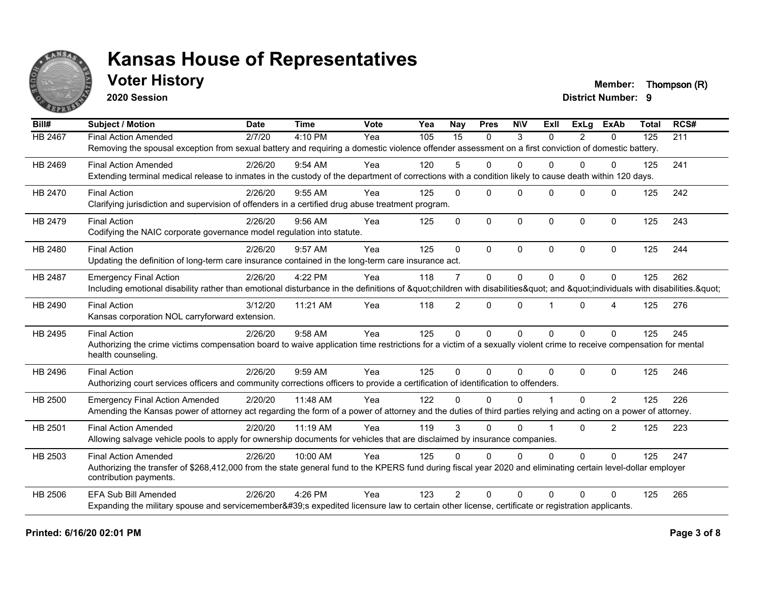# Kansas House of Representatives

## Voter History

**2020 Session**

**Member:** Thompson (R)
**District Number:** 9

| Bill# | Subject / Motion | Date | Time | Vote | Yea | Nay | Pres | N\V | ExII | ExLg | ExAb | Total | RCS# |
|---|---|---|---|---|---|---|---|---|---|---|---|---|---|
| HB 2467 | Final Action Amended | 2/7/20 | 4:10 PM | Yea | 105 | 15 | 0 | 3 | 0 | 2 | 0 | 125 | 211 |
| | Removing the spousal exception from sexual battery and requiring a domestic violence offender assessment on a first conviction of domestic battery. | | | | | | | | | | | | |
| HB 2469 | Final Action Amended | 2/26/20 | 9:54 AM | Yea | 120 | 5 | 0 | 0 | 0 | 0 | 0 | 125 | 241 |
| | Extending terminal medical release to inmates in the custody of the department of corrections with a condition likely to cause death within 120 days. | | | | | | | | | | | | |
| HB 2470 | Final Action | 2/26/20 | 9:55 AM | Yea | 125 | 0 | 0 | 0 | 0 | 0 | 0 | 125 | 242 |
| | Clarifying jurisdiction and supervision of offenders in a certified drug abuse treatment program. | | | | | | | | | | | | |
| HB 2479 | Final Action | 2/26/20 | 9:56 AM | Yea | 125 | 0 | 0 | 0 | 0 | 0 | 0 | 125 | 243 |
| | Codifying the NAIC corporate governance model regulation into statute. | | | | | | | | | | | | |
| HB 2480 | Final Action | 2/26/20 | 9:57 AM | Yea | 125 | 0 | 0 | 0 | 0 | 0 | 0 | 125 | 244 |
| | Updating the definition of long-term care insurance contained in the long-term care insurance act. | | | | | | | | | | | | |
| HB 2487 | Emergency Final Action | 2/26/20 | 4:22 PM | Yea | 118 | 7 | 0 | 0 | 0 | 0 | 0 | 125 | 262 |
| | Including emotional disability rather than emotional disturbance in the definitions of &quot;children with disabilities&quot; and &quot;individuals with disabilities.&quot; | | | | | | | | | | | | |
| HB 2490 | Final Action | 3/12/20 | 11:21 AM | Yea | 118 | 2 | 0 | 0 | 1 | 0 | 4 | 125 | 276 |
| | Kansas corporation NOL carryforward extension. | | | | | | | | | | | | |
| HB 2495 | Final Action | 2/26/20 | 9:58 AM | Yea | 125 | 0 | 0 | 0 | 0 | 0 | 0 | 125 | 245 |
| | Authorizing the crime victims compensation board to waive application time restrictions for a victim of a sexually violent crime to receive compensation for mental health counseling. | | | | | | | | | | | | |
| HB 2496 | Final Action | 2/26/20 | 9:59 AM | Yea | 125 | 0 | 0 | 0 | 0 | 0 | 0 | 125 | 246 |
| | Authorizing court services officers and community corrections officers to provide a certification of identification to offenders. | | | | | | | | | | | | |
| HB 2500 | Emergency Final Action Amended | 2/20/20 | 11:48 AM | Yea | 122 | 0 | 0 | 0 | 1 | 0 | 2 | 125 | 226 |
| | Amending the Kansas power of attorney act regarding the form of a power of attorney and the duties of third parties relying and acting on a power of attorney. | | | | | | | | | | | | |
| HB 2501 | Final Action Amended | 2/20/20 | 11:19 AM | Yea | 119 | 3 | 0 | 0 | 1 | 0 | 2 | 125 | 223 |
| | Allowing salvage vehicle pools to apply for ownership documents for vehicles that are disclaimed by insurance companies. | | | | | | | | | | | | |
| HB 2503 | Final Action Amended | 2/26/20 | 10:00 AM | Yea | 125 | 0 | 0 | 0 | 0 | 0 | 0 | 125 | 247 |
| | Authorizing the transfer of $268,412,000 from the state general fund to the KPERS fund during fiscal year 2020 and eliminating certain level-dollar employer contribution payments. | | | | | | | | | | | | |
| HB 2506 | EFA Sub Bill Amended | 2/26/20 | 4:26 PM | Yea | 123 | 2 | 0 | 0 | 0 | 0 | 0 | 125 | 265 |
| | Expanding the military spouse and servicemember&#39;s expedited licensure law to certain other license, certificate or registration applicants. | | | | | | | | | | | | |

**Printed: 6/16/20 02:01 PM**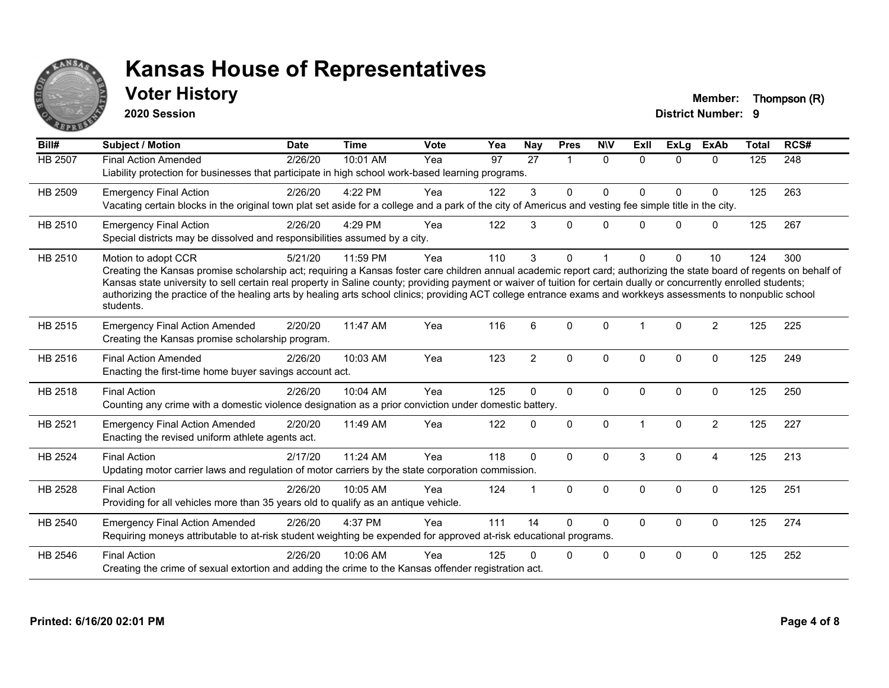# Kansas House of Representatives

## Voter History

**2020 Session**

**Member:** Thompson (R)
**District Number:** 9

| Bill# | Subject / Motion | Date | Time | Vote | Yea | Nay | Pres | N\V | ExII | ExLg | ExAb | Total | RCS# |
|---|---|---|---|---|---|---|---|---|---|---|---|---|---|
| HB 2507 | Final Action Amended | 2/26/20 | 10:01 AM | Yea | 97 | 27 | 1 | 0 | 0 | 0 | 0 | 125 | 248 |
| | Liability protection for businesses that participate in high school work-based learning programs. | | | | | | | | | | | | |
| HB 2509 | Emergency Final Action | 2/26/20 | 4:22 PM | Yea | 122 | 3 | 0 | 0 | 0 | 0 | 0 | 125 | 263 |
| | Vacating certain blocks in the original town plat set aside for a college and a park of the city of Americus and vesting fee simple title in the city. | | | | | | | | | | | | |
| HB 2510 | Emergency Final Action | 2/26/20 | 4:29 PM | Yea | 122 | 3 | 0 | 0 | 0 | 0 | 0 | 125 | 267 |
| | Special districts may be dissolved and responsibilities assumed by a city. | | | | | | | | | | | | |
| HB 2510 | Motion to adopt CCR | 5/21/20 | 11:59 PM | Yea | 110 | 3 | 0 | 1 | 0 | 0 | 10 | 124 | 300 |
| | Creating the Kansas promise scholarship act; requiring a Kansas foster care children annual academic report card; authorizing the state board of regents on behalf of Kansas state university to sell certain real property in Saline county; providing payment or waiver of tuition for certain dually or concurrently enrolled students; authorizing the practice of the healing arts by healing arts school clinics; providing ACT college entrance exams and workkeys assessments to nonpublic school students. | | | | | | | | | | | | |
| HB 2515 | Emergency Final Action Amended | 2/20/20 | 11:47 AM | Yea | 116 | 6 | 0 | 0 | 1 | 0 | 2 | 125 | 225 |
| | Creating the Kansas promise scholarship program. | | | | | | | | | | | | |
| HB 2516 | Final Action Amended | 2/26/20 | 10:03 AM | Yea | 123 | 2 | 0 | 0 | 0 | 0 | 0 | 125 | 249 |
| | Enacting the first-time home buyer savings account act. | | | | | | | | | | | | |
| HB 2518 | Final Action | 2/26/20 | 10:04 AM | Yea | 125 | 0 | 0 | 0 | 0 | 0 | 0 | 125 | 250 |
| | Counting any crime with a domestic violence designation as a prior conviction under domestic battery. | | | | | | | | | | | | |
| HB 2521 | Emergency Final Action Amended | 2/20/20 | 11:49 AM | Yea | 122 | 0 | 0 | 0 | 1 | 0 | 2 | 125 | 227 |
| | Enacting the revised uniform athlete agents act. | | | | | | | | | | | | |
| HB 2524 | Final Action | 2/17/20 | 11:24 AM | Yea | 118 | 0 | 0 | 0 | 3 | 0 | 4 | 125 | 213 |
| | Updating motor carrier laws and regulation of motor carriers by the state corporation commission. | | | | | | | | | | | | |
| HB 2528 | Final Action | 2/26/20 | 10:05 AM | Yea | 124 | 1 | 0 | 0 | 0 | 0 | 0 | 125 | 251 |
| | Providing for all vehicles more than 35 years old to qualify as an antique vehicle. | | | | | | | | | | | | |
| HB 2540 | Emergency Final Action Amended | 2/26/20 | 4:37 PM | Yea | 111 | 14 | 0 | 0 | 0 | 0 | 0 | 125 | 274 |
| | Requiring moneys attributable to at-risk student weighting be expended for approved at-risk educational programs. | | | | | | | | | | | | |
| HB 2546 | Final Action | 2/26/20 | 10:06 AM | Yea | 125 | 0 | 0 | 0 | 0 | 0 | 0 | 125 | 252 |
| | Creating the crime of sexual extortion and adding the crime to the Kansas offender registration act. | | | | | | | | | | | | |

**Printed: 6/16/20 02:01 PM**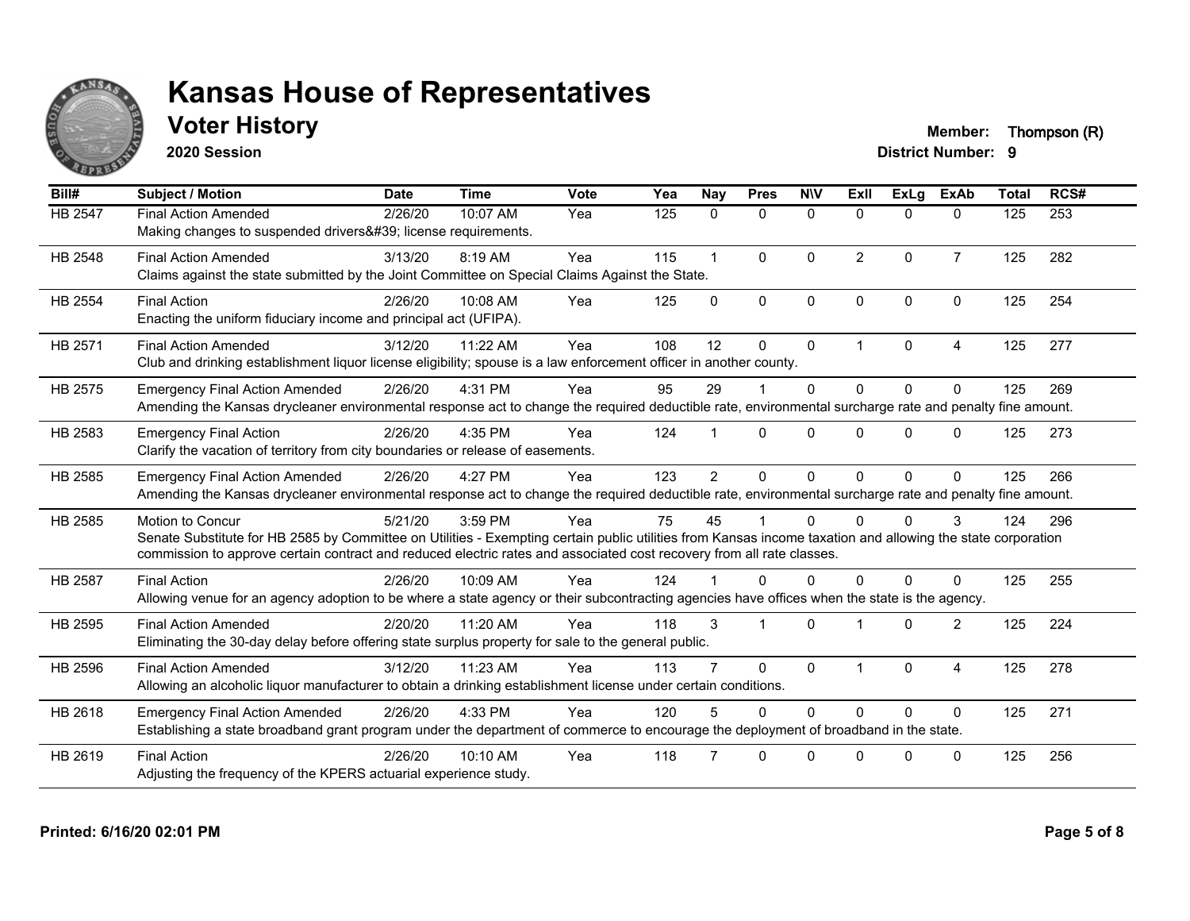# Kansas House of Representatives

## Voter History

**2020 Session**

**Member:** Thompson (R)
**District Number:** 9

| Bill# | Subject / Motion | Date | Time | Vote | Yea | Nay | Pres | N\V | ExII | ExLg | ExAb | Total | RCS# |
|---|---|---|---|---|---|---|---|---|---|---|---|---|---|
| HB 2547 | Final Action Amended<br>Making changes to suspended drivers&#39; license requirements. | 2/26/20 | 10:07 AM | Yea | 125 | 0 | 0 | 0 | 0 | 0 | 0 | 125 | 253 |
| HB 2548 | Final Action Amended<br>Claims against the state submitted by the Joint Committee on Special Claims Against the State. | 3/13/20 | 8:19 AM | Yea | 115 | 1 | 0 | 0 | 2 | 0 | 7 | 125 | 282 |
| HB 2554 | Final Action<br>Enacting the uniform fiduciary income and principal act (UFIPA). | 2/26/20 | 10:08 AM | Yea | 125 | 0 | 0 | 0 | 0 | 0 | 0 | 125 | 254 |
| HB 2571 | Final Action Amended<br>Club and drinking establishment liquor license eligibility; spouse is a law enforcement officer in another county. | 3/12/20 | 11:22 AM | Yea | 108 | 12 | 0 | 0 | 1 | 0 | 4 | 125 | 277 |
| HB 2575 | Emergency Final Action Amended<br>Amending the Kansas drycleaner environmental response act to change the required deductible rate, environmental surcharge rate and penalty fine amount. | 2/26/20 | 4:31 PM | Yea | 95 | 29 | 1 | 0 | 0 | 0 | 0 | 125 | 269 |
| HB 2583 | Emergency Final Action<br>Clarify the vacation of territory from city boundaries or release of easements. | 2/26/20 | 4:35 PM | Yea | 124 | 1 | 0 | 0 | 0 | 0 | 0 | 125 | 273 |
| HB 2585 | Emergency Final Action Amended<br>Amending the Kansas drycleaner environmental response act to change the required deductible rate, environmental surcharge rate and penalty fine amount. | 2/26/20 | 4:27 PM | Yea | 123 | 2 | 0 | 0 | 0 | 0 | 0 | 125 | 266 |
| HB 2585 | Motion to Concur<br>Senate Substitute for HB 2585 by Committee on Utilities - Exempting certain public utilities from Kansas income taxation and allowing the state corporation commission to approve certain contract and reduced electric rates and associated cost recovery from all rate classes. | 5/21/20 | 3:59 PM | Yea | 75 | 45 | 1 | 0 | 0 | 0 | 3 | 124 | 296 |
| HB 2587 | Final Action<br>Allowing venue for an agency adoption to be where a state agency or their subcontracting agencies have offices when the state is the agency. | 2/26/20 | 10:09 AM | Yea | 124 | 1 | 0 | 0 | 0 | 0 | 0 | 125 | 255 |
| HB 2595 | Final Action Amended<br>Eliminating the 30-day delay before offering state surplus property for sale to the general public. | 2/20/20 | 11:20 AM | Yea | 118 | 3 | 1 | 0 | 1 | 0 | 2 | 125 | 224 |
| HB 2596 | Final Action Amended<br>Allowing an alcoholic liquor manufacturer to obtain a drinking establishment license under certain conditions. | 3/12/20 | 11:23 AM | Yea | 113 | 7 | 0 | 0 | 1 | 0 | 4 | 125 | 278 |
| HB 2618 | Emergency Final Action Amended<br>Establishing a state broadband grant program under the department of commerce to encourage the deployment of broadband in the state. | 2/26/20 | 4:33 PM | Yea | 120 | 5 | 0 | 0 | 0 | 0 | 0 | 125 | 271 |
| HB 2619 | Final Action<br>Adjusting the frequency of the KPERS actuarial experience study. | 2/26/20 | 10:10 AM | Yea | 118 | 7 | 0 | 0 | 0 | 0 | 0 | 125 | 256 |

Printed: 6/16/20 02:01 PM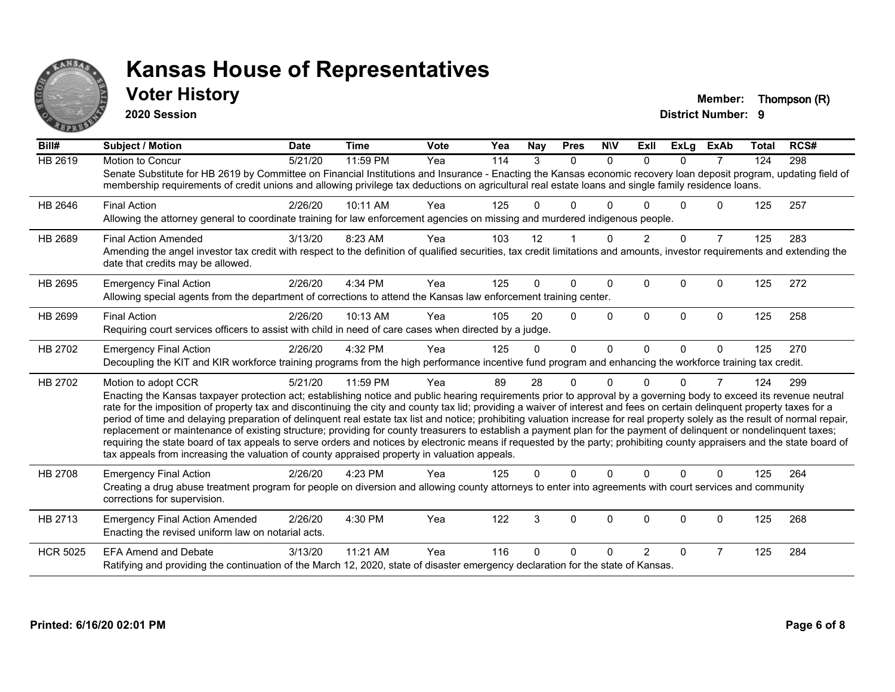# Kansas House of Representatives

## Voter History

**2020 Session**

**Member:** Thompson (R)
**District Number:** 9

| Bill# | Subject / Motion | Date | Time | Vote | Yea | Nay | Pres | N\V | ExII | ExLg | ExAb | Total | RCS# |
|---|---|---|---|---|---|---|---|---|---|---|---|---|---|
| HB 2619 | Motion to Concur | 5/21/20 | 11:59 PM | Yea | 114 | 3 | 0 | 0 | 0 | 0 | 7 | 124 | 298 |
| | Senate Substitute for HB 2619 by Committee on Financial Institutions and Insurance - Enacting the Kansas economic recovery loan deposit program, updating field of membership requirements of credit unions and allowing privilege tax deductions on agricultural real estate loans and single family residence loans. | | | | | | | | | | | | |
| HB 2646 | Final Action | 2/26/20 | 10:11 AM | Yea | 125 | 0 | 0 | 0 | 0 | 0 | 0 | 125 | 257 |
| | Allowing the attorney general to coordinate training for law enforcement agencies on missing and murdered indigenous people. | | | | | | | | | | | | |
| HB 2689 | Final Action Amended | 3/13/20 | 8:23 AM | Yea | 103 | 12 | 1 | 0 | 2 | 0 | 7 | 125 | 283 |
| | Amending the angel investor tax credit with respect to the definition of qualified securities, tax credit limitations and amounts, investor requirements and extending the date that credits may be allowed. | | | | | | | | | | | | |
| HB 2695 | Emergency Final Action | 2/26/20 | 4:34 PM | Yea | 125 | 0 | 0 | 0 | 0 | 0 | 0 | 125 | 272 |
| | Allowing special agents from the department of corrections to attend the Kansas law enforcement training center. | | | | | | | | | | | | |
| HB 2699 | Final Action | 2/26/20 | 10:13 AM | Yea | 105 | 20 | 0 | 0 | 0 | 0 | 0 | 125 | 258 |
| | Requiring court services officers to assist with child in need of care cases when directed by a judge. | | | | | | | | | | | | |
| HB 2702 | Emergency Final Action | 2/26/20 | 4:32 PM | Yea | 125 | 0 | 0 | 0 | 0 | 0 | 0 | 125 | 270 |
| | Decoupling the KIT and KIR workforce training programs from the high performance incentive fund program and enhancing the workforce training tax credit. | | | | | | | | | | | | |
| HB 2702 | Motion to adopt CCR | 5/21/20 | 11:59 PM | Yea | 89 | 28 | 0 | 0 | 0 | 0 | 7 | 124 | 299 |
| | Enacting the Kansas taxpayer protection act; establishing notice and public hearing requirements prior to approval by a governing body to exceed its revenue neutral rate for the imposition of property tax and discontinuing the city and county tax lid; providing a waiver of interest and fees on certain delinquent property taxes for a period of time and delaying preparation of delinquent real estate tax list and notice; prohibiting valuation increase for real property solely as the result of normal repair, replacement or maintenance of existing structure; providing for county treasurers to establish a payment plan for the payment of delinquent or nondelinquent taxes; requiring the state board of tax appeals to serve orders and notices by electronic means if requested by the party; prohibiting county appraisers and the state board of tax appeals from increasing the valuation of county appraised property in valuation appeals. | | | | | | | | | | | | |
| HB 2708 | Emergency Final Action | 2/26/20 | 4:23 PM | Yea | 125 | 0 | 0 | 0 | 0 | 0 | 0 | 125 | 264 |
| | Creating a drug abuse treatment program for people on diversion and allowing county attorneys to enter into agreements with court services and community corrections for supervision. | | | | | | | | | | | | |
| HB 2713 | Emergency Final Action Amended | 2/26/20 | 4:30 PM | Yea | 122 | 3 | 0 | 0 | 0 | 0 | 0 | 125 | 268 |
| | Enacting the revised uniform law on notarial acts. | | | | | | | | | | | | |
| HCR 5025 | EFA Amend and Debate | 3/13/20 | 11:21 AM | Yea | 116 | 0 | 0 | 0 | 2 | 0 | 7 | 125 | 284 |
| | Ratifying and providing the continuation of the March 12, 2020, state of disaster emergency declaration for the state of Kansas. | | | | | | | | | | | | |

**Printed: 6/16/20 02:01 PM**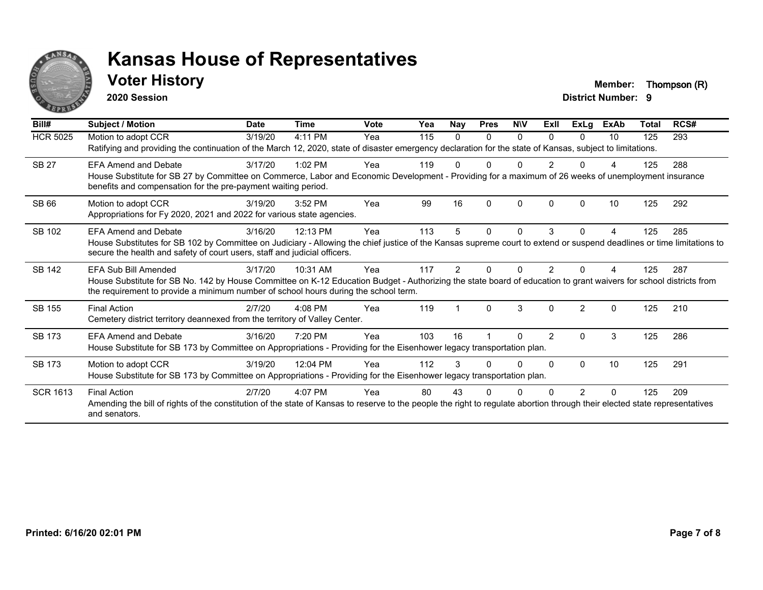# Kansas House of Representatives

## Voter History

**2020 Session**

**Member:** Thompson (R)
**District Number:** 9

| Bill# | Subject / Motion | Date | Time | Vote | Yea | Nay | Pres | N\V | ExII | ExLg | ExAb | Total | RCS# |
|---|---|---|---|---|---|---|---|---|---|---|---|---|---|
| HCR 5025 | Motion to adopt CCR | 3/19/20 | 4:11 PM | Yea | 115 | 0 | 0 | 0 | 0 | 0 | 10 | 125 | 293 |
| | Ratifying and providing the continuation of the March 12, 2020, state of disaster emergency declaration for the state of Kansas, subject to limitations. | | | | | | | | | | | | |
| SB 27 | EFA Amend and Debate | 3/17/20 | 1:02 PM | Yea | 119 | 0 | 0 | 0 | 2 | 0 | 4 | 125 | 288 |
| | House Substitute for SB 27 by Committee on Commerce, Labor and Economic Development - Providing for a maximum of 26 weeks of unemployment insurance benefits and compensation for the pre-payment waiting period. | | | | | | | | | | | | |
| SB 66 | Motion to adopt CCR | 3/19/20 | 3:52 PM | Yea | 99 | 16 | 0 | 0 | 0 | 0 | 10 | 125 | 292 |
| | Appropriations for Fy 2020, 2021 and 2022 for various state agencies. | | | | | | | | | | | | |
| SB 102 | EFA Amend and Debate | 3/16/20 | 12:13 PM | Yea | 113 | 5 | 0 | 0 | 3 | 0 | 4 | 125 | 285 |
| | House Substitutes for SB 102 by Committee on Judiciary - Allowing the chief justice of the Kansas supreme court to extend or suspend deadlines or time limitations to secure the health and safety of court users, staff and judicial officers. | | | | | | | | | | | | |
| SB 142 | EFA Sub Bill Amended | 3/17/20 | 10:31 AM | Yea | 117 | 2 | 0 | 0 | 2 | 0 | 4 | 125 | 287 |
| | House Substitute for SB No. 142 by House Committee on K-12 Education Budget - Authorizing the state board of education to grant waivers for school districts from the requirement to provide a minimum number of school hours during the school term. | | | | | | | | | | | | |
| SB 155 | Final Action | 2/7/20 | 4:08 PM | Yea | 119 | 1 | 0 | 3 | 0 | 2 | 0 | 125 | 210 |
| | Cemetery district territory deannexed from the territory of Valley Center. | | | | | | | | | | | | |
| SB 173 | EFA Amend and Debate | 3/16/20 | 7:20 PM | Yea | 103 | 16 | 1 | 0 | 2 | 0 | 3 | 125 | 286 |
| | House Substitute for SB 173 by Committee on Appropriations - Providing for the Eisenhower legacy transportation plan. | | | | | | | | | | | | |
| SB 173 | Motion to adopt CCR | 3/19/20 | 12:04 PM | Yea | 112 | 3 | 0 | 0 | 0 | 0 | 10 | 125 | 291 |
| | House Substitute for SB 173 by Committee on Appropriations - Providing for the Eisenhower legacy transportation plan. | | | | | | | | | | | | |
| SCR 1613 | Final Action | 2/7/20 | 4:07 PM | Yea | 80 | 43 | 0 | 0 | 0 | 2 | 0 | 125 | 209 |
| | Amending the bill of rights of the constitution of the state of Kansas to reserve to the people the right to regulate abortion through their elected state representatives and senators. | | | | | | | | | | | | |

**Printed: 6/16/20 02:01 PM**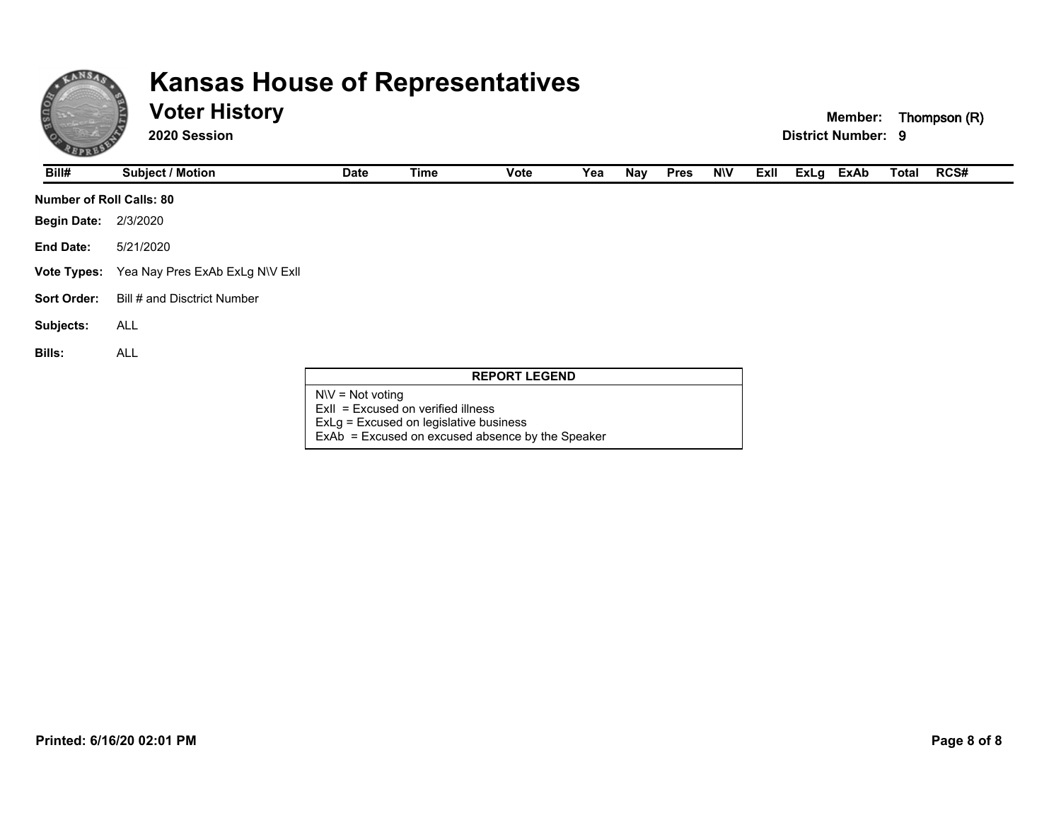# Kansas House of Representatives

## Voter History

**2020 Session**

**Member:** Thompson (R)
**District Number:** 9

| Bill# | Subject / Motion | Date | Time | Vote | Yea | Nay | Pres | N\V | ExII | ExLg | ExAb | Total | RCS# |
|---|---|---|---|---|---|---|---|---|---|---|---|---|---|

**Number of Roll Calls: 80**

**Begin Date:** 2/3/2020

**End Date:** 5/21/2020

**Vote Types:** Yea Nay Pres ExAb ExLg N\V ExII

**Sort Order:** Bill # and Disctrict Number

**Subjects:** ALL

**Bills:** ALL

| REPORT LEGEND |
|---|
| N\V = Not voting |
| ExII = Excused on verified illness |
| ExLg = Excused on legislative business |
| ExAb = Excused on excused absence by the Speaker |

Printed: 6/16/20 02:01 PM